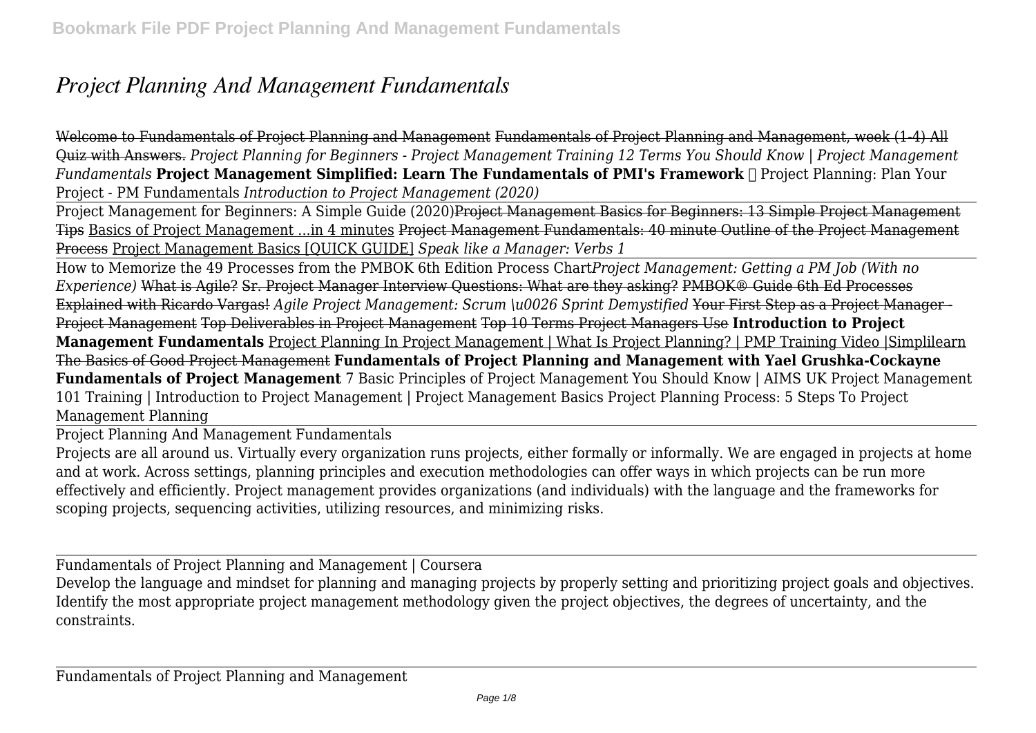# *Project Planning And Management Fundamentals*

~~Welcome to Fundamentals of Project Planning and Management~~ ~~Fundamentals of Project Planning and Management, week (1-4) All Quiz with Answers.~~ *Project Planning for Beginners - Project Management Training 12 Terms You Should Know | Project Management Fundamentals* **Project Management Simplified: Learn The Fundamentals of PMI's Framework** ✓ Project Planning: Plan Your Project - PM Fundamentals *Introduction to Project Management (2020)*

Project Management for Beginners: A Simple Guide (2020)~~Project Management Basics for Beginners: 13 Simple Project Management Tips~~ Basics of Project Management ...in 4 minutes ~~Project Management Fundamentals: 40 minute Outline of the Project Management Process~~ Project Management Basics [QUICK GUIDE] *Speak like a Manager: Verbs 1*

How to Memorize the 49 Processes from the PMBOK 6th Edition Process Chart*Project Management: Getting a PM Job (With no Experience)* What is Agile? Sr. Project Manager Interview Questions: What are they asking? PMBOK® Guide 6th Ed Processes Explained with Ricardo Vargas! *Agile Project Management: Scrum \u0026 Sprint Demystified* ~~Your First Step as a Project Manager - Project Management~~ Top Deliverables in Project Management Top 10 Terms Project Managers Use **Introduction to Project Management Fundamentals** Project Planning In Project Management | What Is Project Planning? | PMP Training Video |Simplilearn The Basics of Good Project Management **Fundamentals of Project Planning and Management with Yael Grushka-Cockayne Fundamentals of Project Management** 7 Basic Principles of Project Management You Should Know | AIMS UK Project Management 101 Training | Introduction to Project Management | Project Management Basics Project Planning Process: 5 Steps To Project Management Planning

Project Planning And Management Fundamentals

Projects are all around us. Virtually every organization runs projects, either formally or informally. We are engaged in projects at home and at work. Across settings, planning principles and execution methodologies can offer ways in which projects can be run more effectively and efficiently. Project management provides organizations (and individuals) with the language and the frameworks for scoping projects, sequencing activities, utilizing resources, and minimizing risks.

Fundamentals of Project Planning and Management | Coursera

Develop the language and mindset for planning and managing projects by properly setting and prioritizing project goals and objectives. Identify the most appropriate project management methodology given the project objectives, the degrees of uncertainty, and the constraints.

Fundamentals of Project Planning and Management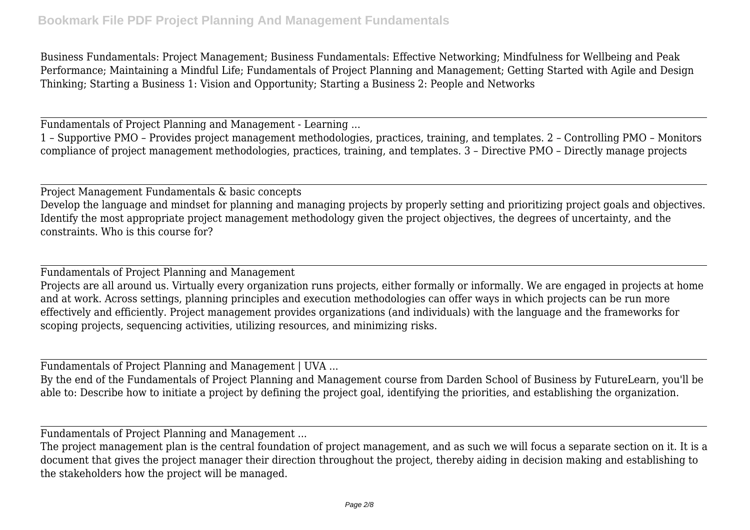Business Fundamentals: Project Management; Business Fundamentals: Effective Networking; Mindfulness for Wellbeing and Peak Performance; Maintaining a Mindful Life; Fundamentals of Project Planning and Management; Getting Started with Agile and Design Thinking; Starting a Business 1: Vision and Opportunity; Starting a Business 2: People and Networks

---

Fundamentals of Project Planning and Management - Learning ...

1 – Supportive PMO – Provides project management methodologies, practices, training, and templates. 2 – Controlling PMO – Monitors compliance of project management methodologies, practices, training, and templates. 3 – Directive PMO – Directly manage projects

---

Project Management Fundamentals & basic concepts

Develop the language and mindset for planning and managing projects by properly setting and prioritizing project goals and objectives. Identify the most appropriate project management methodology given the project objectives, the degrees of uncertainty, and the constraints. Who is this course for?

---

Fundamentals of Project Planning and Management

Projects are all around us. Virtually every organization runs projects, either formally or informally. We are engaged in projects at home and at work. Across settings, planning principles and execution methodologies can offer ways in which projects can be run more effectively and efficiently. Project management provides organizations (and individuals) with the language and the frameworks for scoping projects, sequencing activities, utilizing resources, and minimizing risks.

---

Fundamentals of Project Planning and Management | UVA ...

By the end of the Fundamentals of Project Planning and Management course from Darden School of Business by FutureLearn, you'll be able to: Describe how to initiate a project by defining the project goal, identifying the priorities, and establishing the organization.

---

Fundamentals of Project Planning and Management ...

The project management plan is the central foundation of project management, and as such we will focus a separate section on it. It is a document that gives the project manager their direction throughout the project, thereby aiding in decision making and establishing to the stakeholders how the project will be managed.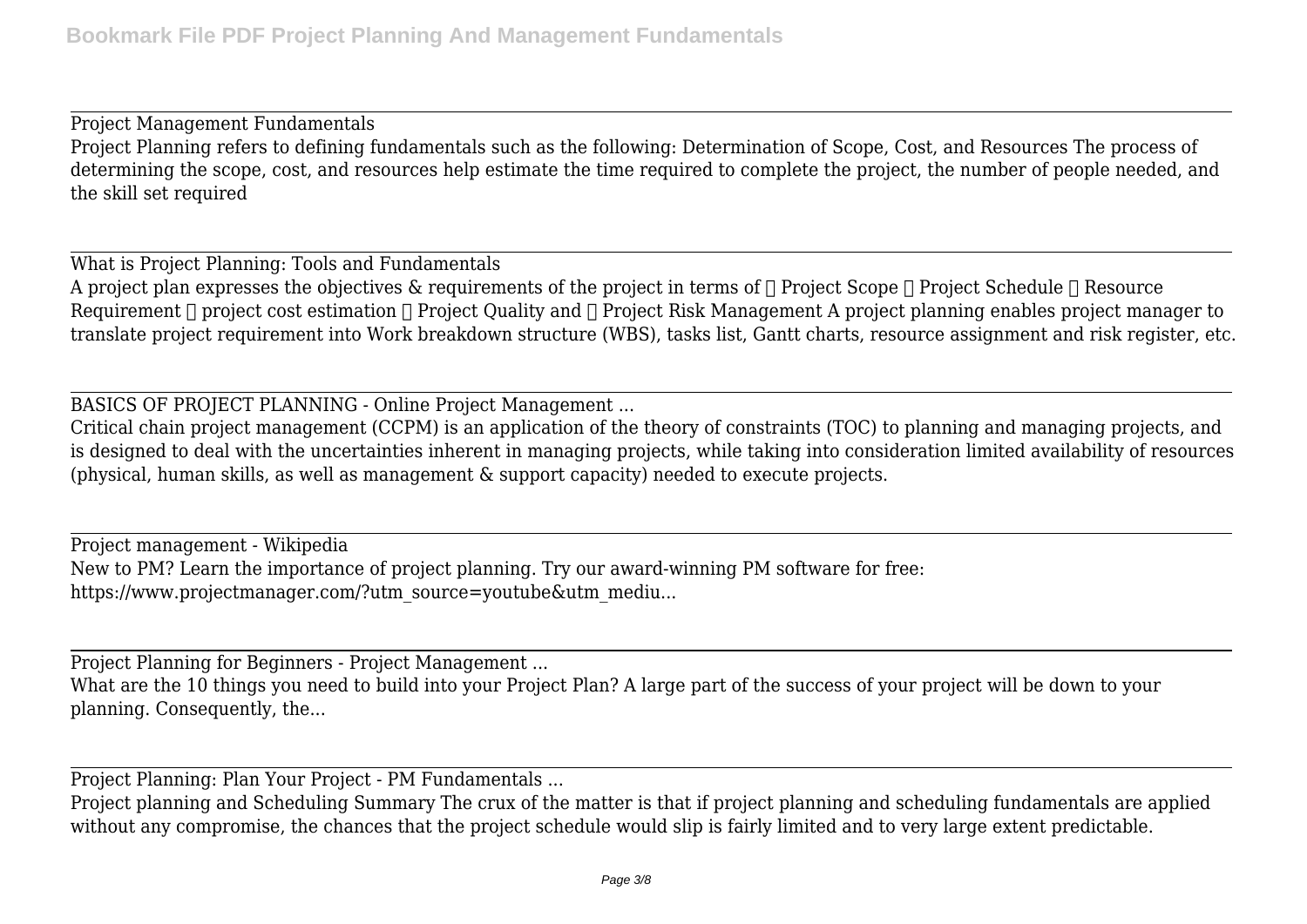Project Management Fundamentals

Project Planning refers to defining fundamentals such as the following: Determination of Scope, Cost, and Resources The process of determining the scope, cost, and resources help estimate the time required to complete the project, the number of people needed, and the skill set required

What is Project Planning: Tools and Fundamentals

A project plan expresses the objectives & requirements of the project in terms of  Project Scope  Project Schedule  Resource Requirement  project cost estimation  Project Quality and  Project Risk Management A project planning enables project manager to translate project requirement into Work breakdown structure (WBS), tasks list, Gantt charts, resource assignment and risk register, etc.

BASICS OF PROJECT PLANNING - Online Project Management ...

Critical chain project management (CCPM) is an application of the theory of constraints (TOC) to planning and managing projects, and is designed to deal with the uncertainties inherent in managing projects, while taking into consideration limited availability of resources (physical, human skills, as well as management & support capacity) needed to execute projects.

Project management - Wikipedia

New to PM? Learn the importance of project planning. Try our award-winning PM software for free: https://www.projectmanager.com/?utm_source=youtube&utm_mediu...

Project Planning for Beginners - Project Management ...

What are the 10 things you need to build into your Project Plan? A large part of the success of your project will be down to your planning. Consequently, the...

Project Planning: Plan Your Project - PM Fundamentals ...

Project planning and Scheduling Summary The crux of the matter is that if project planning and scheduling fundamentals are applied without any compromise, the chances that the project schedule would slip is fairly limited and to very large extent predictable.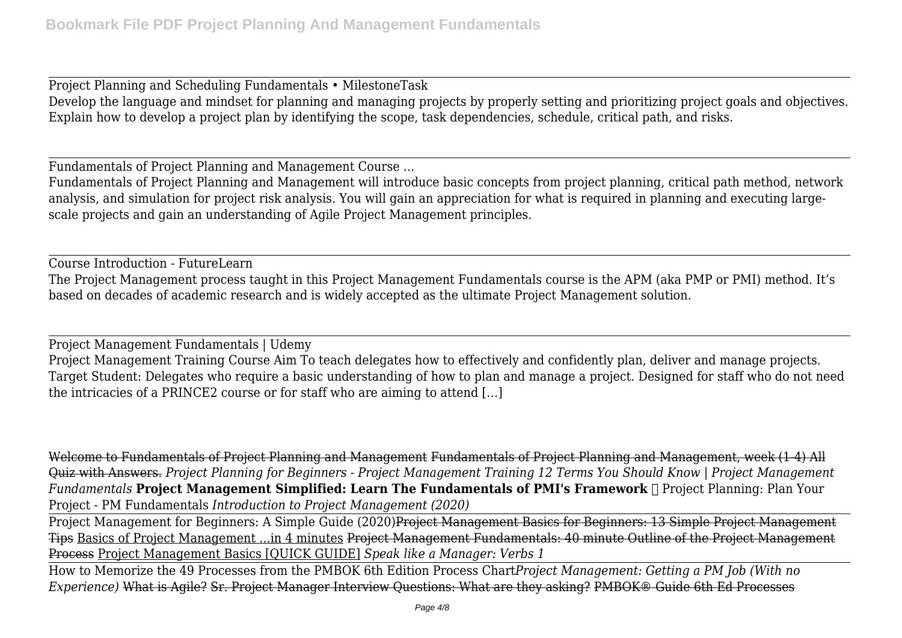Project Planning and Scheduling Fundamentals • MilestoneTask

Develop the language and mindset for planning and managing projects by properly setting and prioritizing project goals and objectives. Explain how to develop a project plan by identifying the scope, task dependencies, schedule, critical path, and risks.

Fundamentals of Project Planning and Management Course ...

Fundamentals of Project Planning and Management will introduce basic concepts from project planning, critical path method, network analysis, and simulation for project risk analysis. You will gain an appreciation for what is required in planning and executing large-scale projects and gain an understanding of Agile Project Management principles.

Course Introduction - FutureLearn

The Project Management process taught in this Project Management Fundamentals course is the APM (aka PMP or PMI) method. It's based on decades of academic research and is widely accepted as the ultimate Project Management solution.

Project Management Fundamentals | Udemy

Project Management Training Course Aim To teach delegates how to effectively and confidently plan, deliver and manage projects. Target Student: Delegates who require a basic understanding of how to plan and manage a project. Designed for staff who do not need the intricacies of a PRINCE2 course or for staff who are aiming to attend […]

Welcome to Fundamentals of Project Planning and Management ~~Fundamentals of Project Planning and Management, week (1-4) All Quiz with Answers.~~ *Project Planning for Beginners - Project Management Training 12 Terms You Should Know | Project Management Fundamentals* **Project Management Simplified: Learn The Fundamentals of PMI's Framework** ✓ Project Planning: Plan Your Project - PM Fundamentals *Introduction to Project Management (2020)*

Project Management for Beginners: A Simple Guide (2020)~~Project Management Basics for Beginners: 13 Simple Project Management Tips~~ Basics of Project Management ...in 4 minutes ~~Project Management Fundamentals: 40 minute Outline of the Project Management Process~~ Project Management Basics [QUICK GUIDE] *Speak like a Manager: Verbs 1*

How to Memorize the 49 Processes from the PMBOK 6th Edition Process Chart*Project Management: Getting a PM Job (With no Experience)* ~~What is Agile?~~ ~~Sr. Project Manager Interview Questions: What are they asking?~~ ~~PMBOK® Guide 6th Ed Processes~~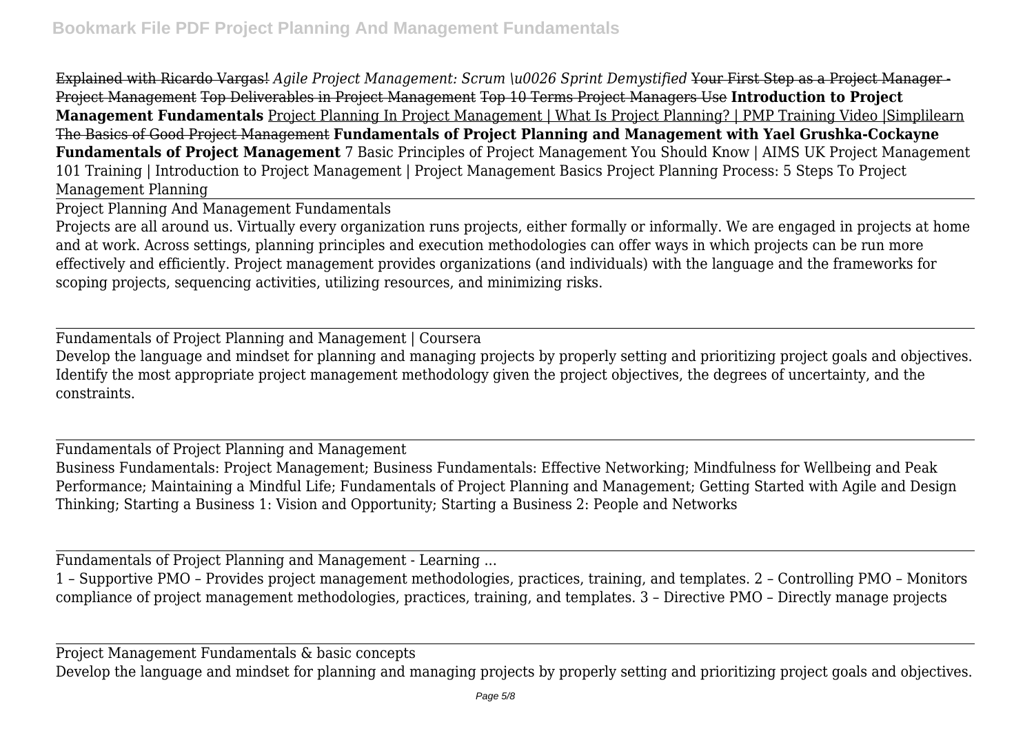~~Explained with Ricardo Vargas!~~ *Agile Project Management: Scrum \u0026 Sprint Demystified* ~~Your First Step as a Project Manager - Project Management~~ ~~Top Deliverables in Project Management~~ ~~Top 10 Terms Project Managers Use~~ **Introduction to Project Management Fundamentals** Project Planning In Project Management | What Is Project Planning? | PMP Training Video |Simplilearn ~~The Basics of Good Project Management~~ **Fundamentals of Project Planning and Management with Yael Grushka-Cockayne** **Fundamentals of Project Management** 7 Basic Principles of Project Management You Should Know | AIMS UK Project Management 101 Training | Introduction to Project Management | Project Management Basics Project Planning Process: 5 Steps To Project Management Planning

Project Planning And Management Fundamentals

Projects are all around us. Virtually every organization runs projects, either formally or informally. We are engaged in projects at home and at work. Across settings, planning principles and execution methodologies can offer ways in which projects can be run more effectively and efficiently. Project management provides organizations (and individuals) with the language and the frameworks for scoping projects, sequencing activities, utilizing resources, and minimizing risks.

Fundamentals of Project Planning and Management | Coursera

Develop the language and mindset for planning and managing projects by properly setting and prioritizing project goals and objectives. Identify the most appropriate project management methodology given the project objectives, the degrees of uncertainty, and the constraints.

Fundamentals of Project Planning and Management

Business Fundamentals: Project Management; Business Fundamentals: Effective Networking; Mindfulness for Wellbeing and Peak Performance; Maintaining a Mindful Life; Fundamentals of Project Planning and Management; Getting Started with Agile and Design Thinking; Starting a Business 1: Vision and Opportunity; Starting a Business 2: People and Networks

Fundamentals of Project Planning and Management - Learning ...

1 – Supportive PMO – Provides project management methodologies, practices, training, and templates. 2 – Controlling PMO – Monitors compliance of project management methodologies, practices, training, and templates. 3 – Directive PMO – Directly manage projects

Project Management Fundamentals & basic concepts

Develop the language and mindset for planning and managing projects by properly setting and prioritizing project goals and objectives.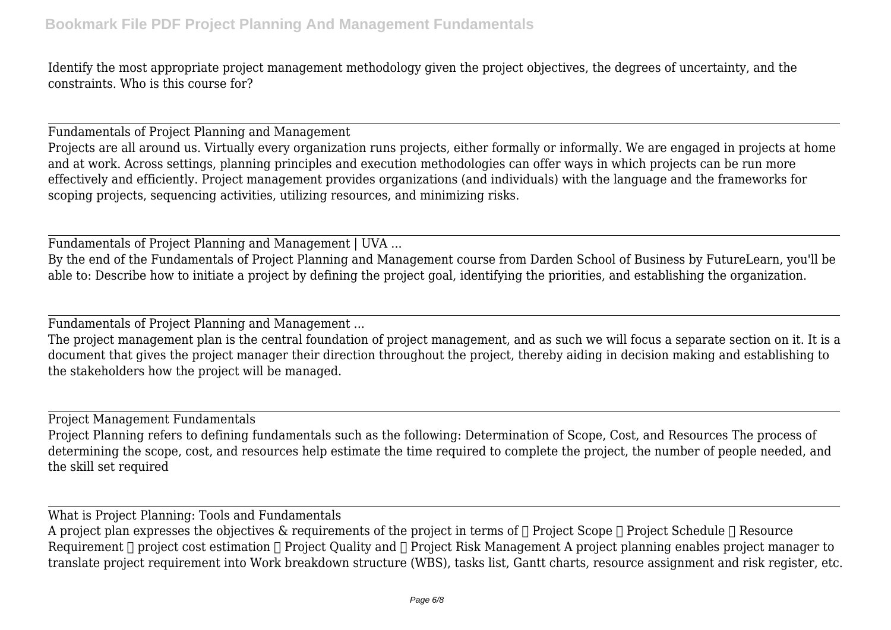Identify the most appropriate project management methodology given the project objectives, the degrees of uncertainty, and the constraints. Who is this course for?

---

Fundamentals of Project Planning and Management

Projects are all around us. Virtually every organization runs projects, either formally or informally. We are engaged in projects at home and at work. Across settings, planning principles and execution methodologies can offer ways in which projects can be run more effectively and efficiently. Project management provides organizations (and individuals) with the language and the frameworks for scoping projects, sequencing activities, utilizing resources, and minimizing risks.

---

Fundamentals of Project Planning and Management | UVA ...

By the end of the Fundamentals of Project Planning and Management course from Darden School of Business by FutureLearn, you'll be able to: Describe how to initiate a project by defining the project goal, identifying the priorities, and establishing the organization.

---

Fundamentals of Project Planning and Management ...

The project management plan is the central foundation of project management, and as such we will focus a separate section on it. It is a document that gives the project manager their direction throughout the project, thereby aiding in decision making and establishing to the stakeholders how the project will be managed.

---

Project Management Fundamentals

Project Planning refers to defining fundamentals such as the following: Determination of Scope, Cost, and Resources The process of determining the scope, cost, and resources help estimate the time required to complete the project, the number of people needed, and the skill set required

---

What is Project Planning: Tools and Fundamentals

A project plan expresses the objectives & requirements of the project in terms of  Project Scope  Project Schedule  Resource Requirement  project cost estimation  Project Quality and  Project Risk Management A project planning enables project manager to translate project requirement into Work breakdown structure (WBS), tasks list, Gantt charts, resource assignment and risk register, etc.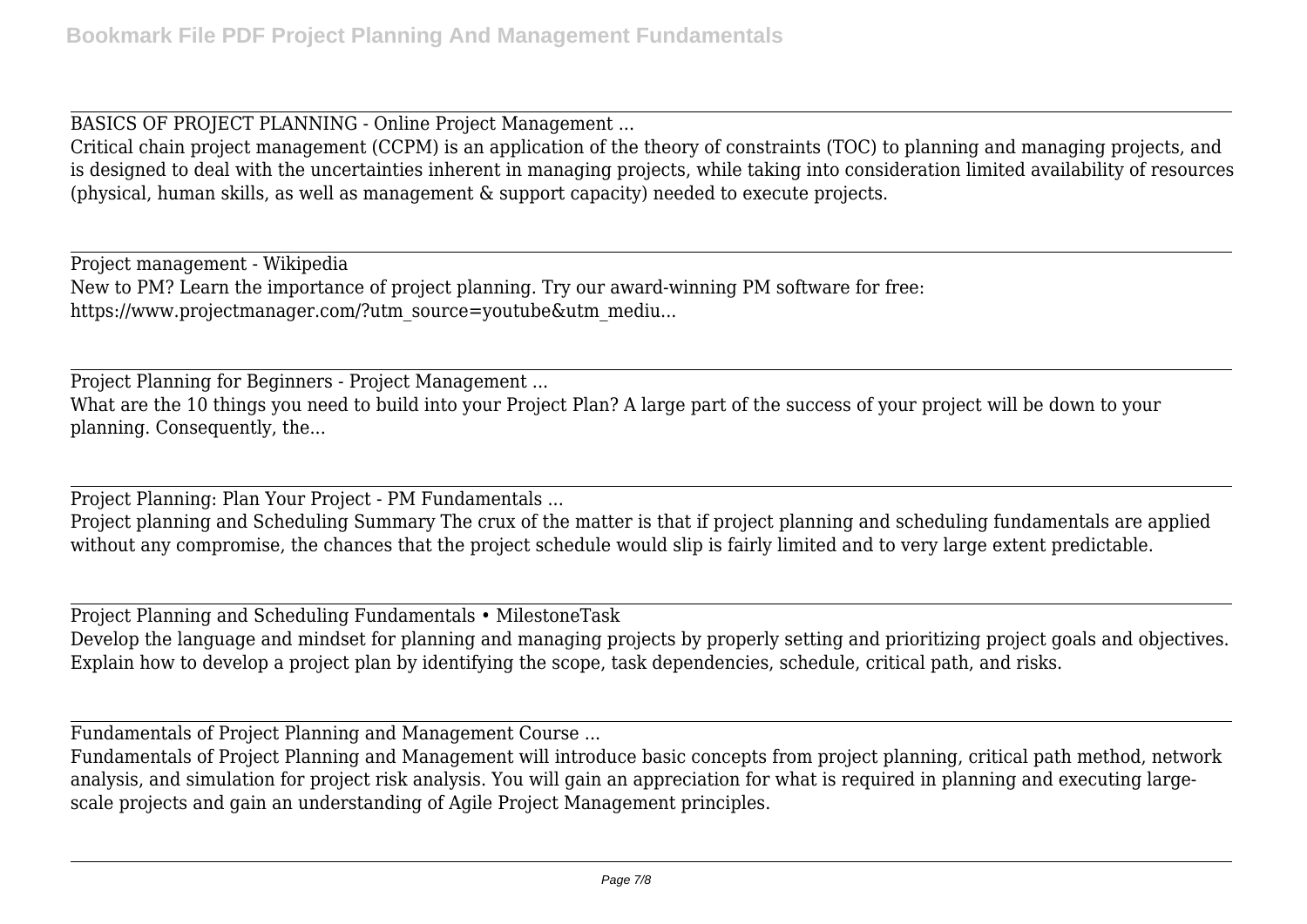BASICS OF PROJECT PLANNING - Online Project Management ...

Critical chain project management (CCPM) is an application of the theory of constraints (TOC) to planning and managing projects, and is designed to deal with the uncertainties inherent in managing projects, while taking into consideration limited availability of resources (physical, human skills, as well as management & support capacity) needed to execute projects.

Project management - Wikipedia

New to PM? Learn the importance of project planning. Try our award-winning PM software for free: https://www.projectmanager.com/?utm_source=youtube&utm_mediu...

Project Planning for Beginners - Project Management ...

What are the 10 things you need to build into your Project Plan? A large part of the success of your project will be down to your planning. Consequently, the...

Project Planning: Plan Your Project - PM Fundamentals ...

Project planning and Scheduling Summary The crux of the matter is that if project planning and scheduling fundamentals are applied without any compromise, the chances that the project schedule would slip is fairly limited and to very large extent predictable.

Project Planning and Scheduling Fundamentals • MilestoneTask

Develop the language and mindset for planning and managing projects by properly setting and prioritizing project goals and objectives. Explain how to develop a project plan by identifying the scope, task dependencies, schedule, critical path, and risks.

Fundamentals of Project Planning and Management Course ...

Fundamentals of Project Planning and Management will introduce basic concepts from project planning, critical path method, network analysis, and simulation for project risk analysis. You will gain an appreciation for what is required in planning and executing large-scale projects and gain an understanding of Agile Project Management principles.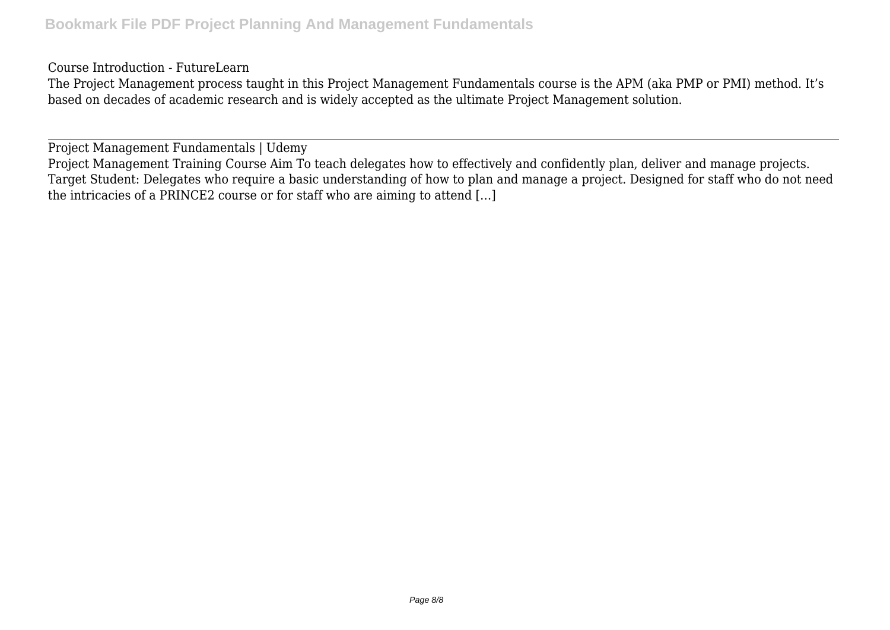Course Introduction - FutureLearn

The Project Management process taught in this Project Management Fundamentals course is the APM (aka PMP or PMI) method. It’s based on decades of academic research and is widely accepted as the ultimate Project Management solution.

---

Project Management Fundamentals | Udemy

Project Management Training Course Aim To teach delegates how to effectively and confidently plan, deliver and manage projects. Target Student: Delegates who require a basic understanding of how to plan and manage a project. Designed for staff who do not need the intricacies of a PRINCE2 course or for staff who are aiming to attend […]